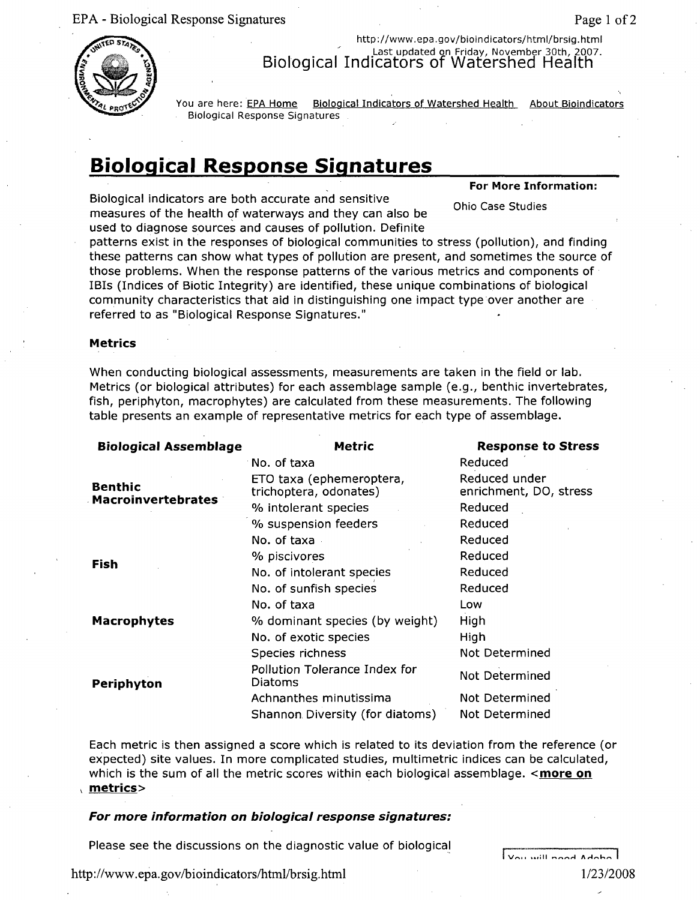http://www.epa.gov/bioindicators/html/brsig.html
Last updated on Friday, November 30th, 2007.

Biological Indicators of Watershed Health

You are here: EPA Home Biological Indicators of Watershed Health About Bioindicators Biological Response Signatures

# Biological Response Signatures

**For More Information:**

Ohio Case Studies

Biological indicators are both accurate and sensitive measures of the health of waterways and they can also be used to diagnose sources and causes of pollution. Definite patterns exist in the responses of biological communities to stress (pollution), and finding these patterns can show what types of pollution are present, and sometimes the source of those problems. When the response patterns of the various metrics and components of IBIs (Indices of Biotic Integrity) are identified, these unique combinations of biological community characteristics that aid in distinguishing one impact type over another are referred to as "Biological Response Signatures."

### Metrics

When conducting biological assessments, measurements are taken in the field or lab. Metrics (or biological attributes) for each assemblage sample (e.g., benthic invertebrates, fish, periphyton, macrophytes) are calculated from these measurements. The following table presents an example of representative metrics for each type of assemblage.

| Biological Assemblage | Metric | Response to Stress |
|---|---|---|
| Benthic Macroinvertebrates | No. of taxa | Reduced |
| | ETO taxa (ephemeroptera, trichoptera, odonates) | Reduced under enrichment, DO, stress |
| | % intolerant species | Reduced |
| | % suspension feeders | Reduced |
| Fish | No. of taxa | Reduced |
| | % piscivores | Reduced |
| | No. of intolerant species | Reduced |
| | No. of sunfish species | Reduced |
| Macrophytes | No. of taxa | Low |
| | % dominant species (by weight) | High |
| | No. of exotic species | High |
| Periphyton | Species richness | Not Determined |
| | Pollution Tolerance Index for Diatoms | Not Determined |
| | Achnanthes minutissima | Not Determined |
| | Shannon Diversity (for diatoms) | Not Determined |

Each metric is then assigned a score which is related to its deviation from the reference (or expected) site values. In more complicated studies, multimetric indices can be calculated, which is the sum of all the metric scores within each biological assemblage. <**more on metrics**>

***For more information on biological response signatures:***

Please see the discussions on the diagnostic value of biological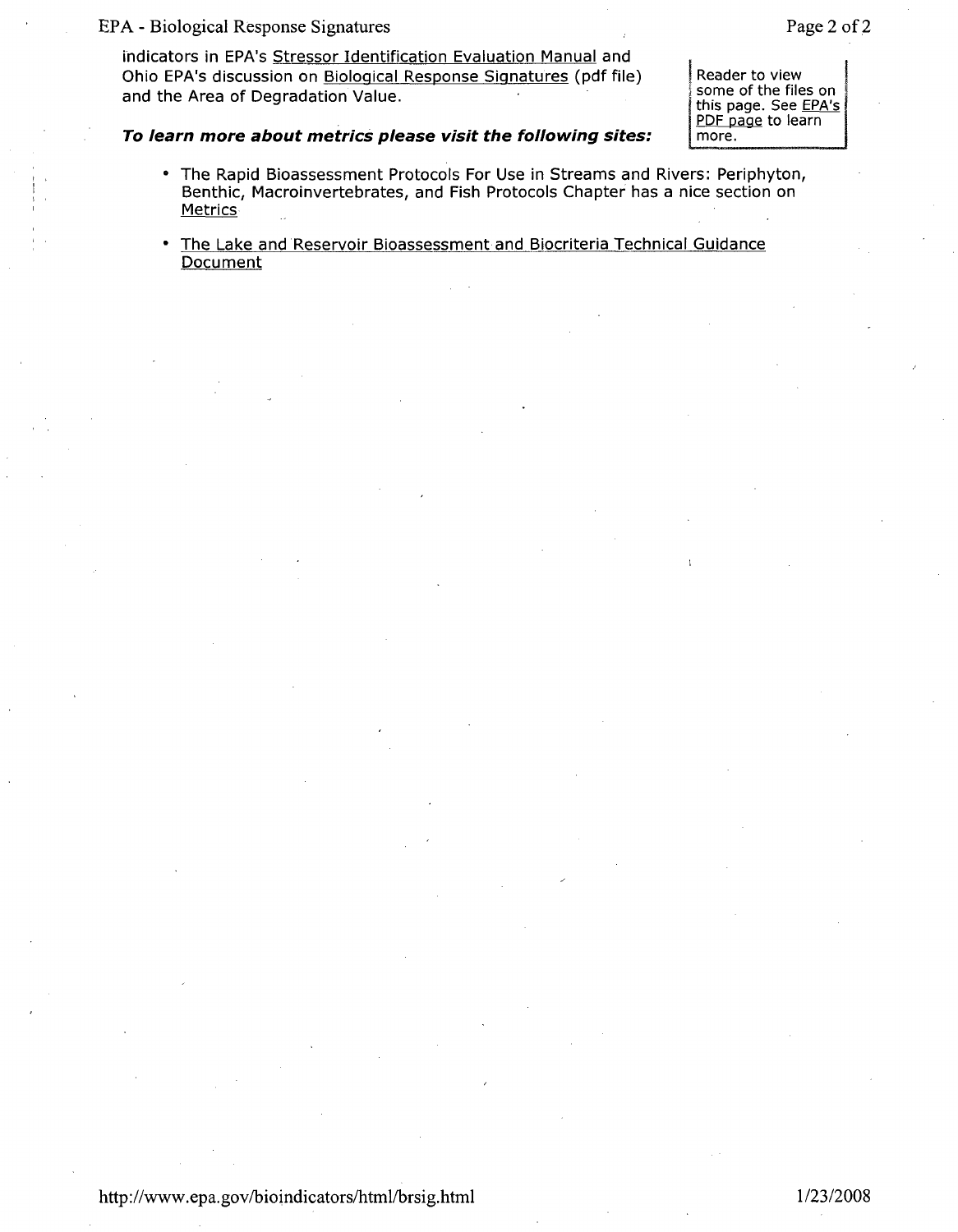indicators in EPA's Stressor Identification Evaluation Manual and Ohio EPA's discussion on Biological Response Signatures (pdf file) and the Area of Degradation Value.

Reader to view some of the files on this page. See EPA's PDF page to learn more.

***To learn more about metrics please visit the following sites:***

- The Rapid Bioassessment Protocols For Use in Streams and Rivers: Periphyton, Benthic, Macroinvertebrates, and Fish Protocols Chapter has a nice section on Metrics
- The Lake and Reservoir Bioassessment and Biocriteria Technical Guidance Document